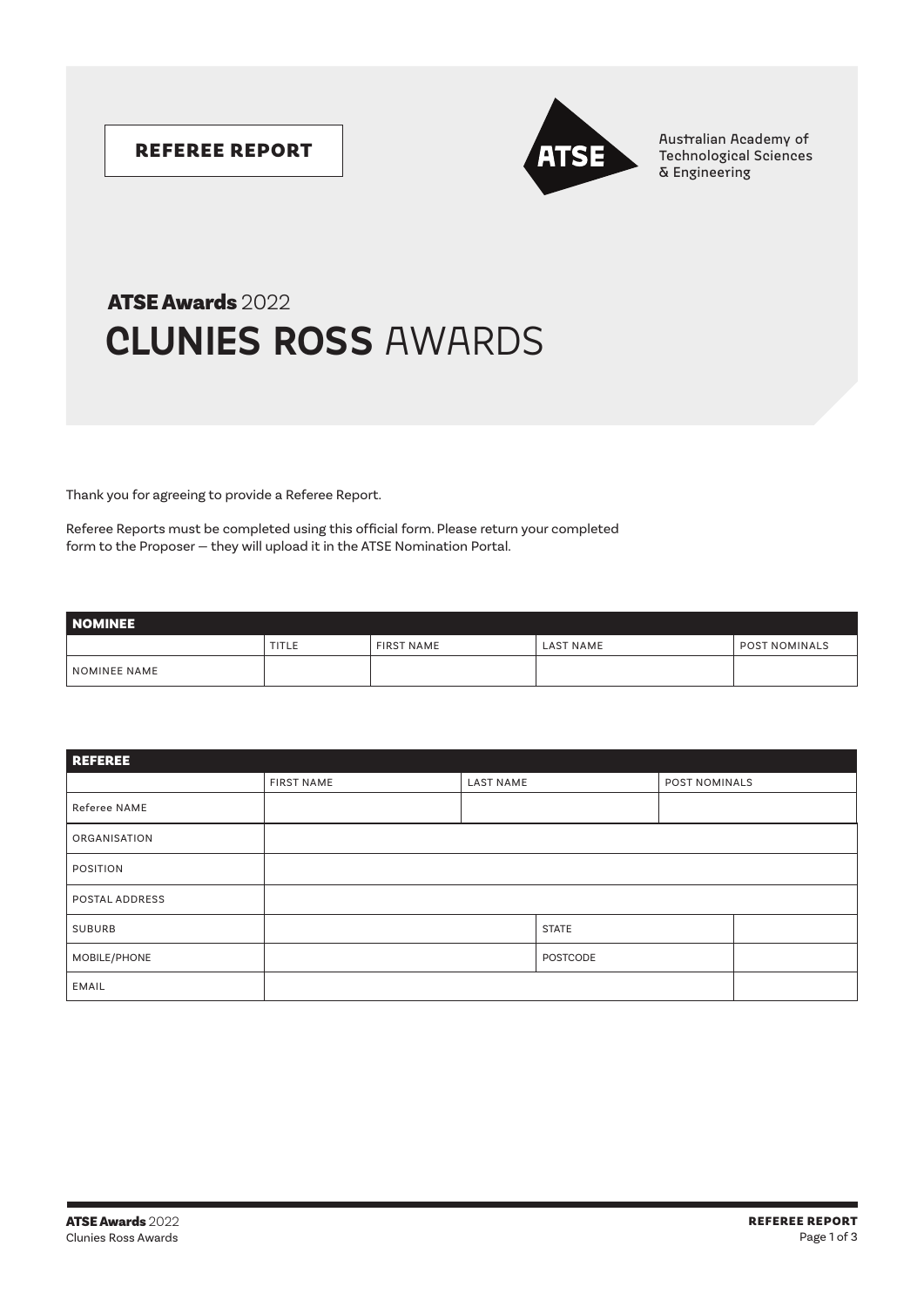**REFEREE REPORT**

Australian Academy of Technological Sciences & Engineering

# ATSE Awards 2022
# CLUNIES ROSS AWARDS

Thank you for agreeing to provide a Referee Report.

Referee Reports must be completed using this official form. Please return your completed form to the Proposer — they will upload it in the ATSE Nomination Portal.

| NOMINEE | | | | |
|---|---|---|---|---|
| | TITLE | FIRST NAME | LAST NAME | POST NOMINALS |
| NOMINEE NAME | | | | |

| REFEREE | | | |
|---|---|---|---|
| | FIRST NAME | LAST NAME | POST NOMINALS |
| Referee NAME | | | |
| ORGANISATION | | | |
| POSITION | | | |
| POSTAL ADDRESS | | | |
| SUBURB | | STATE | |
| MOBILE/PHONE | | POSTCODE | |
| EMAIL | | | |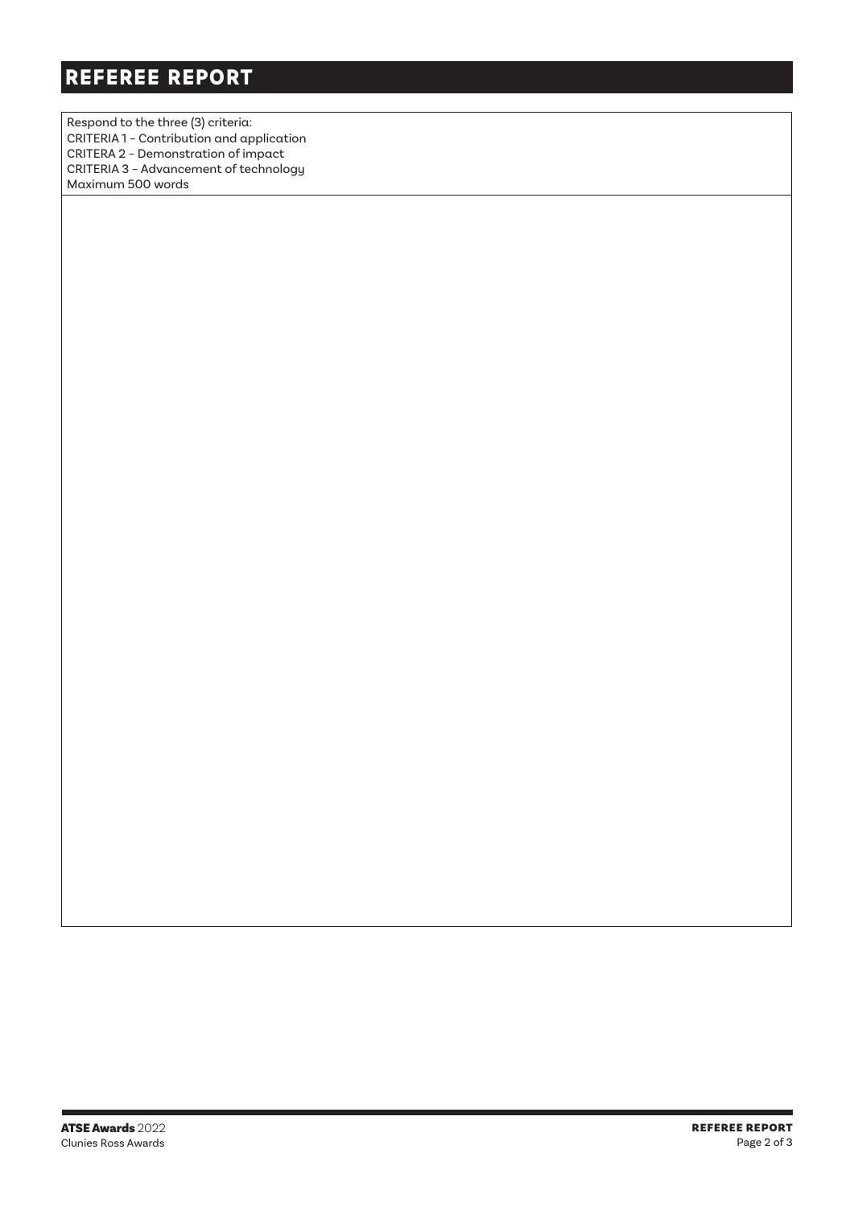# REFEREE REPORT

| Respond to the three (3) criteria:<br>CRITERIA 1 – Contribution and application<br>CRITERA 2 – Demonstration of impact<br>CRITERIA 3 – Advancement of technology<br>Maximum 500 words |
| --- |
| |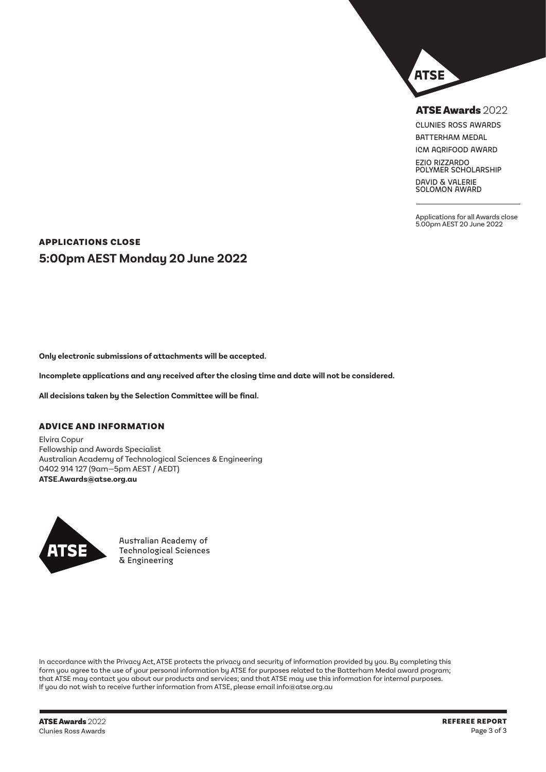**ATSE**

**ATSE Awards** 2022

CLUNIES ROSS AWARDS

BATTERHAM MEDAL

ICM AGRIFOOD AWARD

EZIO RIZZARDO POLYMER SCHOLARSHIP

DAVID & VALERIE SOLOMON AWARD

Applications for all Awards close 5.00pm AEST 20 June 2022

## APPLICATIONS CLOSE

## 5:00pm AEST Monday 20 June 2022

**Only electronic submissions of attachments will be accepted.**

**Incomplete applications and any received after the closing time and date will not be considered.**

**All decisions taken by the Selection Committee will be final.**

### ADVICE AND INFORMATION

Elvira Copur
Fellowship and Awards Specialist
Australian Academy of Technological Sciences & Engineering
0402 914 127 (9am—5pm AEST / AEDT)
**ATSE.Awards@atse.org.au**

ATSE
Australian Academy of Technological Sciences & Engineering

In accordance with the Privacy Act, ATSE protects the privacy and security of information provided by you. By completing this form you agree to the use of your personal information by ATSE for purposes related to the Batterham Medal award program; that ATSE may contact you about our products and services; and that ATSE may use this information for internal purposes. If you do not wish to receive further information from ATSE, please email info@atse.org.au